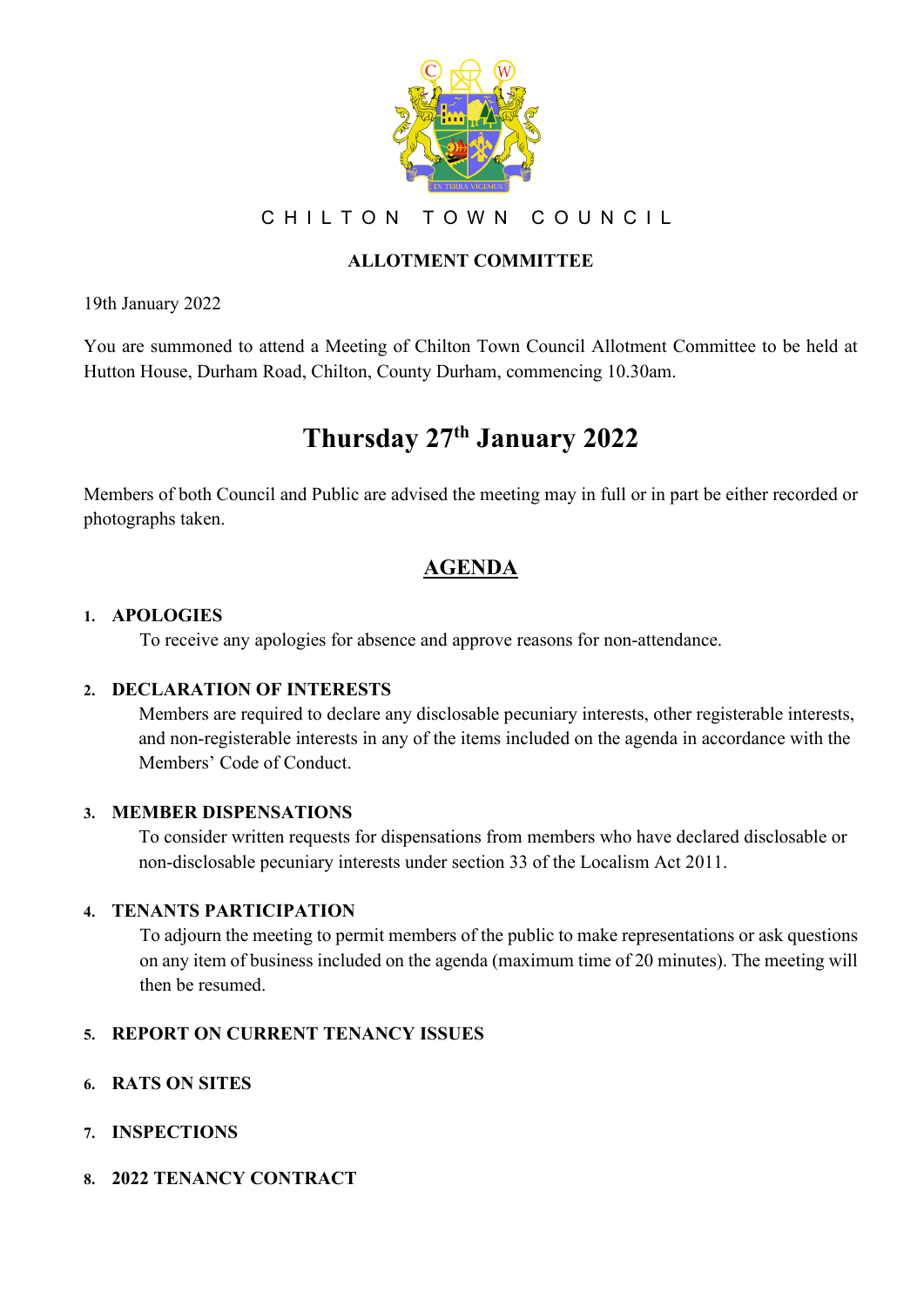C H I L T O N   T O W N   C O U N C I L

**ALLOTMENT COMMITTEE**

19th January 2022

You are summoned to attend a Meeting of Chilton Town Council Allotment Committee to be held at Hutton House, Durham Road, Chilton, County Durham, commencing 10.30am.

# Thursday 27th January 2022

Members of both Council and Public are advised the meeting may in full or in part be either recorded or photographs taken.

## AGENDA

1. **APOLOGIES**
   To receive any apologies for absence and approve reasons for non-attendance.

2. **DECLARATION OF INTERESTS**
   Members are required to declare any disclosable pecuniary interests, other registerable interests, and non-registerable interests in any of the items included on the agenda in accordance with the Members' Code of Conduct.

3. **MEMBER DISPENSATIONS**
   To consider written requests for dispensations from members who have declared disclosable or non-disclosable pecuniary interests under section 33 of the Localism Act 2011.

4. **TENANTS PARTICIPATION**
   To adjourn the meeting to permit members of the public to make representations or ask questions on any item of business included on the agenda (maximum time of 20 minutes). The meeting will then be resumed.

5. **REPORT ON CURRENT TENANCY ISSUES**

6. **RATS ON SITES**

7. **INSPECTIONS**

8. **2022 TENANCY CONTRACT**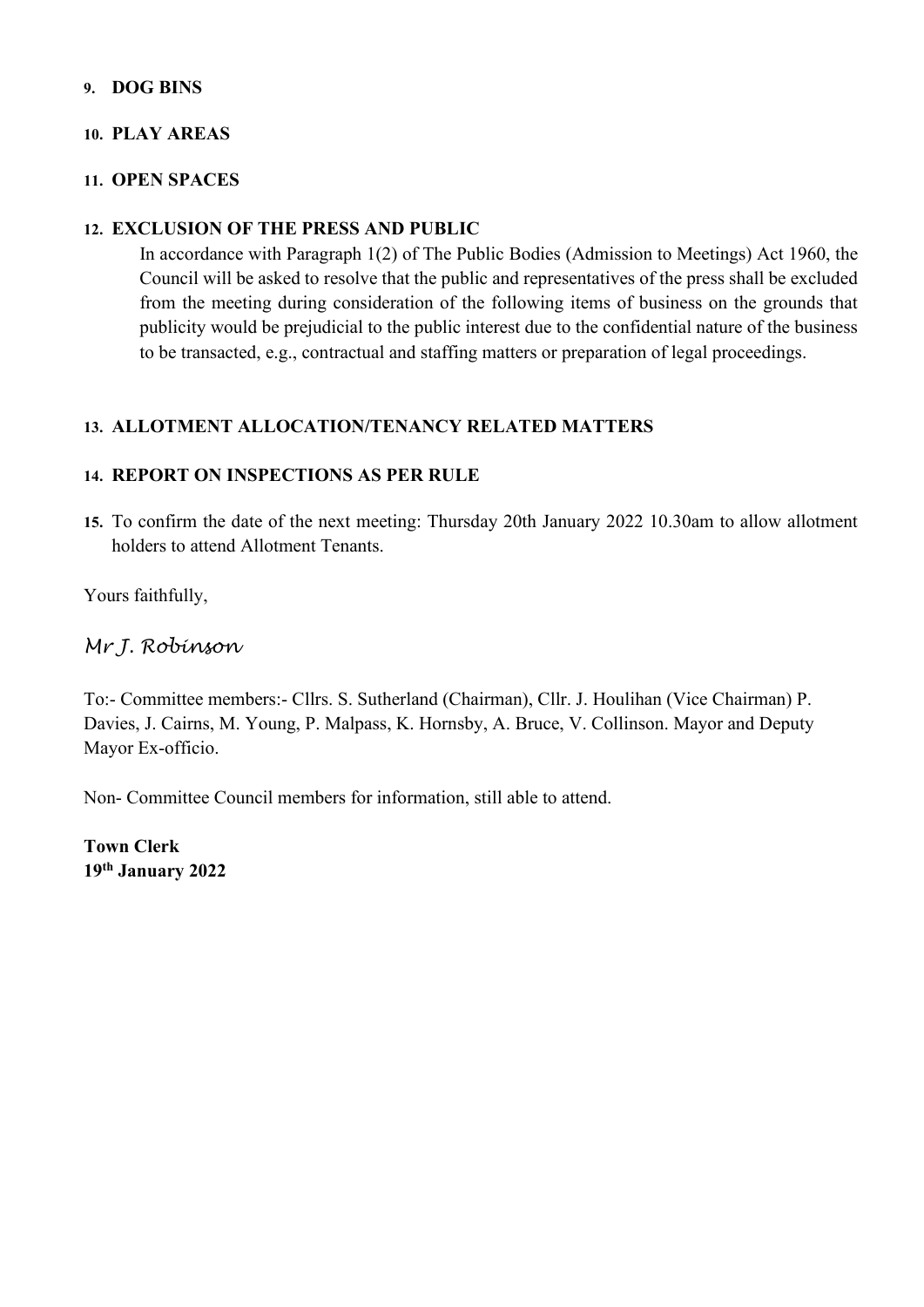9. **DOG BINS**

10. **PLAY AREAS**

11. **OPEN SPACES**

12. **EXCLUSION OF THE PRESS AND PUBLIC**
    In accordance with Paragraph 1(2) of The Public Bodies (Admission to Meetings) Act 1960, the Council will be asked to resolve that the public and representatives of the press shall be excluded from the meeting during consideration of the following items of business on the grounds that publicity would be prejudicial to the public interest due to the confidential nature of the business to be transacted, e.g., contractual and staffing matters or preparation of legal proceedings.

13. **ALLOTMENT ALLOCATION/TENANCY RELATED MATTERS**

14. **REPORT ON INSPECTIONS AS PER RULE**

15. To confirm the date of the next meeting: Thursday 20th January 2022 10.30am to allow allotment holders to attend Allotment Tenants.

Yours faithfully,

*Mr J. Robinson*

To:- Committee members:- Cllrs. S. Sutherland (Chairman), Cllr. J. Houlihan (Vice Chairman) P. Davies, J. Cairns, M. Young, P. Malpass, K. Hornsby, A. Bruce, V. Collinson. Mayor and Deputy Mayor Ex-officio.

Non- Committee Council members for information, still able to attend.

**Town Clerk**
**19th January 2022**